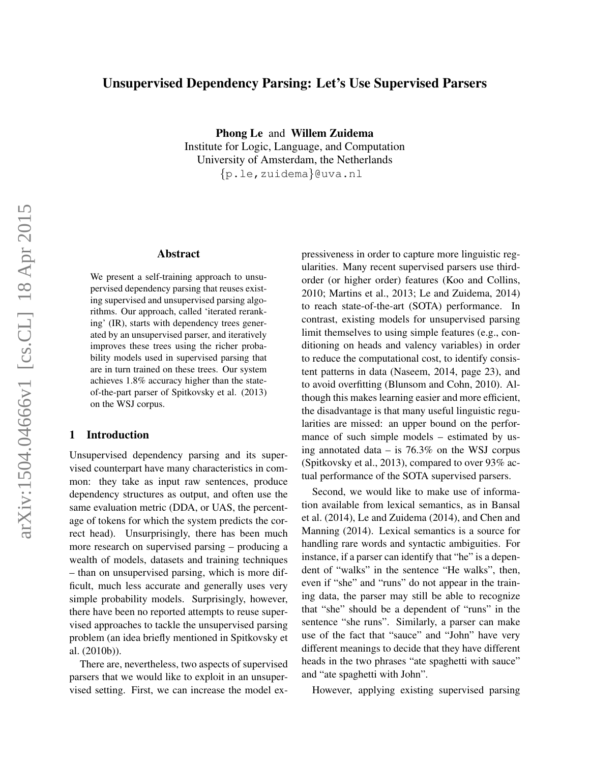# Unsupervised Dependency Parsing: Let's Use Supervised Parsers

**Phong Le** and **Willem Zuidema**
Institute for Logic, Language, and Computation
University of Amsterdam, the Netherlands
{p.le,zuidema}@uva.nl

## Abstract

We present a self-training approach to unsupervised dependency parsing that reuses existing supervised and unsupervised parsing algorithms. Our approach, called 'iterated reranking' (IR), starts with dependency trees generated by an unsupervised parser, and iteratively improves these trees using the richer probability models used in supervised parsing that are in turn trained on these trees. Our system achieves 1.8% accuracy higher than the state-of-the-part parser of Spitkovsky et al. (2013) on the WSJ corpus.

## 1 Introduction

Unsupervised dependency parsing and its supervised counterpart have many characteristics in common: they take as input raw sentences, produce dependency structures as output, and often use the same evaluation metric (DDA, or UAS, the percentage of tokens for which the system predicts the correct head). Unsurprisingly, there has been much more research on supervised parsing – producing a wealth of models, datasets and training techniques – than on unsupervised parsing, which is more difficult, much less accurate and generally uses very simple probability models. Surprisingly, however, there have been no reported attempts to reuse supervised approaches to tackle the unsupervised parsing problem (an idea briefly mentioned in Spitkovsky et al. (2010b)).

There are, nevertheless, two aspects of supervised parsers that we would like to exploit in an unsupervised setting. First, we can increase the model expressiveness in order to capture more linguistic regularities. Many recent supervised parsers use third-order (or higher order) features (Koo and Collins, 2010; Martins et al., 2013; Le and Zuidema, 2014) to reach state-of-the-art (SOTA) performance. In contrast, existing models for unsupervised parsing limit themselves to using simple features (e.g., conditioning on heads and valency variables) in order to reduce the computational cost, to identify consistent patterns in data (Naseem, 2014, page 23), and to avoid overfitting (Blunsom and Cohn, 2010). Although this makes learning easier and more efficient, the disadvantage is that many useful linguistic regularities are missed: an upper bound on the performance of such simple models – estimated by using annotated data – is 76.3% on the WSJ corpus (Spitkovsky et al., 2013), compared to over 93% actual performance of the SOTA supervised parsers.

Second, we would like to make use of information available from lexical semantics, as in Bansal et al. (2014), Le and Zuidema (2014), and Chen and Manning (2014). Lexical semantics is a source for handling rare words and syntactic ambiguities. For instance, if a parser can identify that "he" is a dependent of "walks" in the sentence "He walks", then, even if "she" and "runs" do not appear in the training data, the parser may still be able to recognize that "she" should be a dependent of "runs" in the sentence "she runs". Similarly, a parser can make use of the fact that "sauce" and "John" have very different meanings to decide that they have different heads in the two phrases "ate spaghetti with sauce" and "ate spaghetti with John".

However, applying existing supervised parsing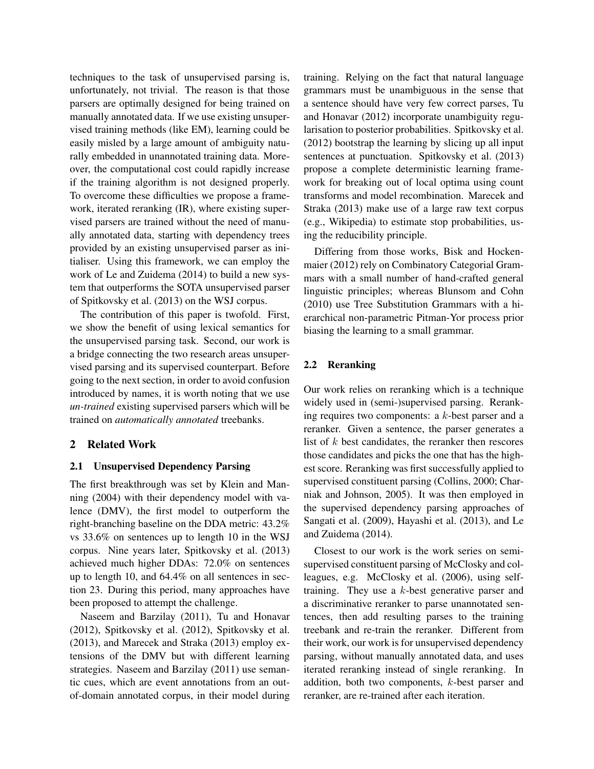techniques to the task of unsupervised parsing is, unfortunately, not trivial. The reason is that those parsers are optimally designed for being trained on manually annotated data. If we use existing unsupervised training methods (like EM), learning could be easily misled by a large amount of ambiguity naturally embedded in unannotated training data. Moreover, the computational cost could rapidly increase if the training algorithm is not designed properly. To overcome these difficulties we propose a framework, iterated reranking (IR), where existing supervised parsers are trained without the need of manually annotated data, starting with dependency trees provided by an existing unsupervised parser as initialiser. Using this framework, we can employ the work of Le and Zuidema (2014) to build a new system that outperforms the SOTA unsupervised parser of Spitkovsky et al. (2013) on the WSJ corpus.

The contribution of this paper is twofold. First, we show the benefit of using lexical semantics for the unsupervised parsing task. Second, our work is a bridge connecting the two research areas unsupervised parsing and its supervised counterpart. Before going to the next section, in order to avoid confusion introduced by names, it is worth noting that we use *un-trained* existing supervised parsers which will be trained on *automatically annotated* treebanks.

## 2 Related Work

### 2.1 Unsupervised Dependency Parsing

The first breakthrough was set by Klein and Manning (2004) with their dependency model with valence (DMV), the first model to outperform the right-branching baseline on the DDA metric: 43.2% vs 33.6% on sentences up to length 10 in the WSJ corpus. Nine years later, Spitkovsky et al. (2013) achieved much higher DDAs: 72.0% on sentences up to length 10, and 64.4% on all sentences in section 23. During this period, many approaches have been proposed to attempt the challenge.

Naseem and Barzilay (2011), Tu and Honavar (2012), Spitkovsky et al. (2012), Spitkovsky et al. (2013), and Marecek and Straka (2013) employ extensions of the DMV but with different learning strategies. Naseem and Barzilay (2011) use semantic cues, which are event annotations from an out-of-domain annotated corpus, in their model during training. Relying on the fact that natural language grammars must be unambiguous in the sense that a sentence should have very few correct parses, Tu and Honavar (2012) incorporate unambiguity regularisation to posterior probabilities. Spitkovsky et al. (2012) bootstrap the learning by slicing up all input sentences at punctuation. Spitkovsky et al. (2013) propose a complete deterministic learning framework for breaking out of local optima using count transforms and model recombination. Marecek and Straka (2013) make use of a large raw text corpus (e.g., Wikipedia) to estimate stop probabilities, using the reducibility principle.

Differing from those works, Bisk and Hockenmaier (2012) rely on Combinatory Categorial Grammars with a small number of hand-crafted general linguistic principles; whereas Blunsom and Cohn (2010) use Tree Substitution Grammars with a hierarchical non-parametric Pitman-Yor process prior biasing the learning to a small grammar.

### 2.2 Reranking

Our work relies on reranking which is a technique widely used in (semi-)supervised parsing. Reranking requires two components: a $k$-best parser and a reranker. Given a sentence, the parser generates a list of $k$ best candidates, the reranker then rescores those candidates and picks the one that has the highest score. Reranking was first successfully applied to supervised constituent parsing (Collins, 2000; Charniak and Johnson, 2005). It was then employed in the supervised dependency parsing approaches of Sangati et al. (2009), Hayashi et al. (2013), and Le and Zuidema (2014).

Closest to our work is the work series on semi-supervised constituent parsing of McClosky and colleagues, e.g. McClosky et al. (2006), using self-training. They use a $k$-best generative parser and a discriminative reranker to parse unannotated sentences, then add resulting parses to the training treebank and re-train the reranker. Different from their work, our work is for unsupervised dependency parsing, without manually annotated data, and uses iterated reranking instead of single reranking. In addition, both two components, $k$-best parser and reranker, are re-trained after each iteration.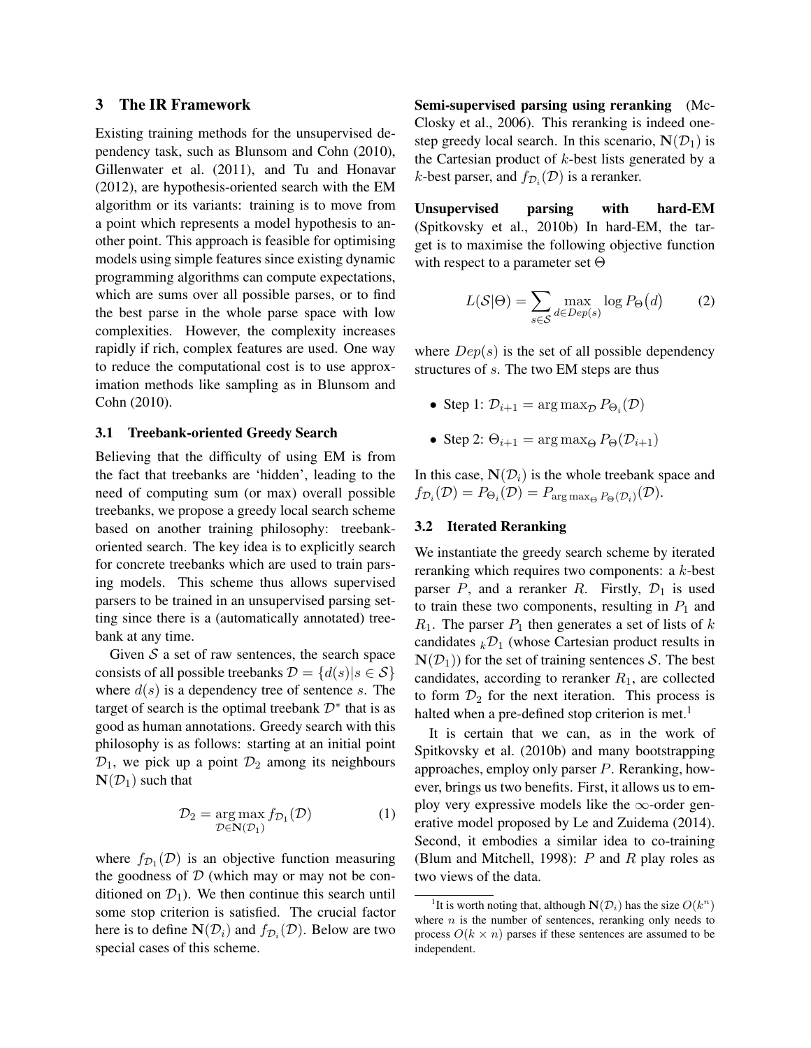## 3 The IR Framework

Existing training methods for the unsupervised dependency task, such as Blunsom and Cohn (2010), Gillenwater et al. (2011), and Tu and Honavar (2012), are hypothesis-oriented search with the EM algorithm or its variants: training is to move from a point which represents a model hypothesis to another point. This approach is feasible for optimising models using simple features since existing dynamic programming algorithms can compute expectations, which are sums over all possible parses, or to find the best parse in the whole parse space with low complexities. However, the complexity increases rapidly if rich, complex features are used. One way to reduce the computational cost is to use approximation methods like sampling as in Blunsom and Cohn (2010).

### 3.1 Treebank-oriented Greedy Search

Believing that the difficulty of using EM is from the fact that treebanks are 'hidden', leading to the need of computing sum (or max) overall possible treebanks, we propose a greedy local search scheme based on another training philosophy: treebank-oriented search. The key idea is to explicitly search for concrete treebanks which are used to train parsing models. This scheme thus allows supervised parsers to be trained in an unsupervised parsing setting since there is a (automatically annotated) treebank at any time.

Given $\mathcal{S}$ a set of raw sentences, the search space consists of all possible treebanks $\mathcal{D} = \{d(s) | s \in \mathcal{S}\}$ where $d(s)$ is a dependency tree of sentence $s$. The target of search is the optimal treebank $\mathcal{D}^*$ that is as good as human annotations. Greedy search with this philosophy is as follows: starting at an initial point $\mathcal{D}_1$, we pick up a point $\mathcal{D}_2$ among its neighbours $\mathbf{N}(\mathcal{D}_1)$ such that

$$\mathcal{D}_2 = \arg\max_{\mathcal{D} \in \mathbf{N}(\mathcal{D}_1)} f_{\mathcal{D}_1}(\mathcal{D}) \tag{1}$$

where $f_{\mathcal{D}_1}(\mathcal{D})$ is an objective function measuring the goodness of $\mathcal{D}$ (which may or may not be conditioned on $\mathcal{D}_1$). We then continue this search until some stop criterion is satisfied. The crucial factor here is to define $\mathbf{N}(\mathcal{D}_i)$ and $f_{\mathcal{D}_i}(\mathcal{D})$. Below are two special cases of this scheme.

**Semi-supervised parsing using reranking** (McClosky et al., 2006). This reranking is indeed one-step greedy local search. In this scenario, $\mathbf{N}(\mathcal{D}_1)$ is the Cartesian product of $k$-best lists generated by a $k$-best parser, and $f_{\mathcal{D}_i}(\mathcal{D})$ is a reranker.

**Unsupervised parsing with hard-EM** (Spitkovsky et al., 2010b) In hard-EM, the target is to maximise the following objective function with respect to a parameter set $\Theta$

$$L(\mathcal{S}|\Theta) = \sum_{s \in \mathcal{S}} \max_{d \in Dep(s)} \log P_\Theta\big(d\big) \tag{2}$$

where $Dep(s)$ is the set of all possible dependency structures of $s$. The two EM steps are thus

- Step 1: $\mathcal{D}_{i+1} = \arg\max_{\mathcal{D}} P_{\Theta_i}(\mathcal{D})$
- Step 2: $\Theta_{i+1} = \arg\max_{\Theta} P_\Theta(\mathcal{D}_{i+1})$

In this case, $\mathbf{N}(\mathcal{D}_i)$ is the whole treebank space and $f_{\mathcal{D}_i}(\mathcal{D}) = P_{\Theta_i}(\mathcal{D}) = P_{\arg\max_\Theta P_\Theta(\mathcal{D}_i)}(\mathcal{D})$.

### 3.2 Iterated Reranking

We instantiate the greedy search scheme by iterated reranking which requires two components: a $k$-best parser $P$, and a reranker $R$. Firstly, $\mathcal{D}_1$ is used to train these two components, resulting in $P_1$ and $R_1$. The parser $P_1$ then generates a set of lists of $k$ candidates ${}_k\mathcal{D}_1$ (whose Cartesian product results in $\mathbf{N}(\mathcal{D}_1)$) for the set of training sentences $\mathcal{S}$. The best candidates, according to reranker $R_1$, are collected to form $\mathcal{D}_2$ for the next iteration. This process is halted when a pre-defined stop criterion is met.[1]

It is certain that we can, as in the work of Spitkovsky et al. (2010b) and many bootstrapping approaches, employ only parser $P$. Reranking, however, brings us two benefits. First, it allows us to employ very expressive models like the $\infty$-order generative model proposed by Le and Zuidema (2014). Second, it embodies a similar idea to co-training (Blum and Mitchell, 1998): $P$ and $R$ play roles as two views of the data.

[1] It is worth noting that, although $\mathbf{N}(\mathcal{D}_i)$ has the size $O(k^n)$ where $n$ is the number of sentences, reranking only needs to process $O(k \times n)$ parses if these sentences are assumed to be independent.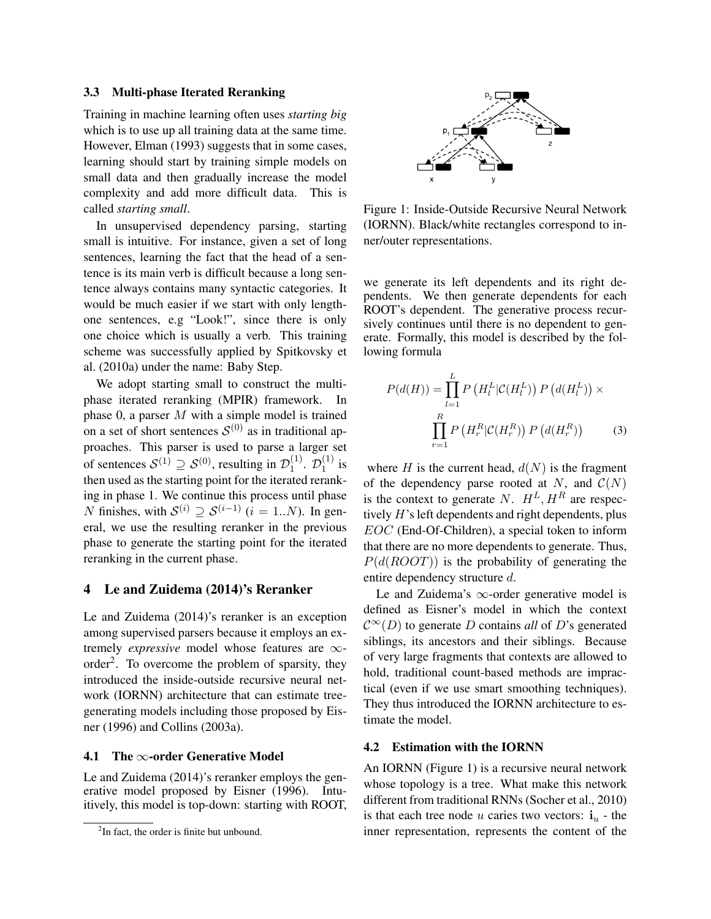### 3.3 Multi-phase Iterated Reranking

Training in machine learning often uses *starting big* which is to use up all training data at the same time. However, Elman (1993) suggests that in some cases, learning should start by training simple models on small data and then gradually increase the model complexity and add more difficult data. This is called *starting small*.

In unsupervised dependency parsing, starting small is intuitive. For instance, given a set of long sentences, learning the fact that the head of a sentence is its main verb is difficult because a long sentence always contains many syntactic categories. It would be much easier if we start with only length-one sentences, e.g "Look!", since there is only one choice which is usually a verb. This training scheme was successfully applied by Spitkovsky et al. (2010a) under the name: Baby Step.

We adopt starting small to construct the multi-phase iterated reranking (MPIR) framework. In phase 0, a parser $M$ with a simple model is trained on a set of short sentences $\mathcal{S}^{(0)}$ as in traditional approaches. This parser is used to parse a larger set of sentences $\mathcal{S}^{(1)} \supseteq \mathcal{S}^{(0)}$, resulting in $\mathcal{D}_1^{(1)}$. $\mathcal{D}_1^{(1)}$ is then used as the starting point for the iterated reranking in phase 1. We continue this process until phase $N$ finishes, with $\mathcal{S}^{(i)} \supseteq \mathcal{S}^{(i-1)}$ ($i = 1..N$). In general, we use the resulting reranker in the previous phase to generate the starting point for the iterated reranking in the current phase.

## 4 Le and Zuidema (2014)'s Reranker

Le and Zuidema (2014)'s reranker is an exception among supervised parsers because it employs an extremely *expressive* model whose features are $\infty$-order[2]. To overcome the problem of sparsity, they introduced the inside-outside recursive neural network (IORNN) architecture that can estimate tree-generating models including those proposed by Eisner (1996) and Collins (2003a).

### 4.1 The $\infty$-order Generative Model

Le and Zuidema (2014)'s reranker employs the generative model proposed by Eisner (1996). Intuitively, this model is top-down: starting with ROOT, we generate its left dependents and its right dependents. We then generate dependents for each ROOT's dependent. The generative process recursively continues until there is no dependent to generate. Formally, this model is described by the following formula

$$P(d(H)) = \prod_{l=1}^{L} P\left(H_l^L | \mathcal{C}(H_l^L)\right) P\left(d(H_l^L)\right) \times \prod_{r=1}^{R} P\left(H_r^R | \mathcal{C}(H_r^R)\right) P\left(d(H_r^R)\right) \quad (3)$$

where $H$ is the current head, $d(N)$ is the fragment of the dependency parse rooted at $N$, and $\mathcal{C}(N)$ is the context to generate $N$. $H^L, H^R$ are respectively $H$'s left dependents and right dependents, plus $EOC$ (End-Of-Children), a special token to inform that there are no more dependents to generate. Thus, $P(d(ROOT))$ is the probability of generating the entire dependency structure $d$.

Le and Zuidema's $\infty$-order generative model is defined as Eisner's model in which the context $\mathcal{C}^{\infty}(D)$ to generate $D$ contains *all* of $D$'s generated siblings, its ancestors and their siblings. Because of very large fragments that contexts are allowed to hold, traditional count-based methods are impractical (even if we use smart smoothing techniques). They thus introduced the IORNN architecture to estimate the model.

Figure 1: Inside-Outside Recursive Neural Network (IORNN). Black/white rectangles correspond to inner/outer representations.

### 4.2 Estimation with the IORNN

An IORNN (Figure 1) is a recursive neural network whose topology is a tree. What make this network different from traditional RNNs (Socher et al., 2010) is that each tree node $u$ caries two vectors: $\mathbf{i}_u$ - the inner representation, represents the content of the

[2] In fact, the order is finite but unbound.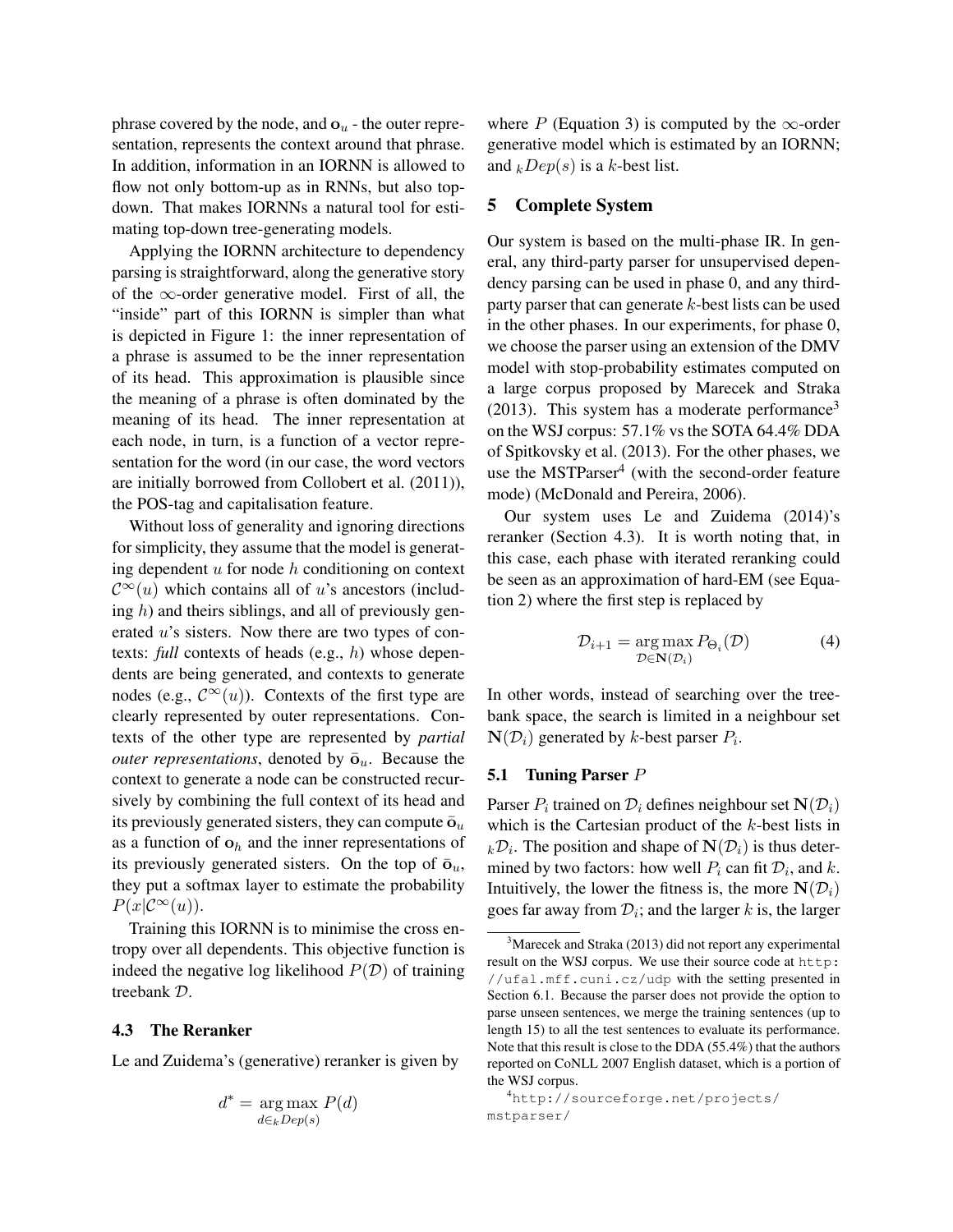phrase covered by the node, and $\mathbf{o}_u$ - the outer representation, represents the context around that phrase. In addition, information in an IORNN is allowed to flow not only bottom-up as in RNNs, but also top-down. That makes IORNNs a natural tool for estimating top-down tree-generating models.

Applying the IORNN architecture to dependency parsing is straightforward, along the generative story of the $\infty$-order generative model. First of all, the "inside" part of this IORNN is simpler than what is depicted in Figure 1: the inner representation of a phrase is assumed to be the inner representation of its head. This approximation is plausible since the meaning of a phrase is often dominated by the meaning of its head. The inner representation at each node, in turn, is a function of a vector representation for the word (in our case, the word vectors are initially borrowed from Collobert et al. (2011)), the POS-tag and capitalisation feature.

Without loss of generality and ignoring directions for simplicity, they assume that the model is generating dependent $u$ for node $h$ conditioning on context $\mathcal{C}^{\infty}(u)$ which contains all of $u$'s ancestors (including $h$) and theirs siblings, and all of previously generated $u$'s sisters. Now there are two types of contexts: *full* contexts of heads (e.g., $h$) whose dependents are being generated, and contexts to generate nodes (e.g., $\mathcal{C}^{\infty}(u)$). Contexts of the first type are clearly represented by outer representations. Contexts of the other type are represented by *partial outer representations*, denoted by $\bar{\mathbf{o}}_u$. Because the context to generate a node can be constructed recursively by combining the full context of its head and its previously generated sisters, they can compute $\bar{\mathbf{o}}_u$ as a function of $\mathbf{o}_h$ and the inner representations of its previously generated sisters. On the top of $\bar{\mathbf{o}}_u$, they put a softmax layer to estimate the probability $P(x|\mathcal{C}^{\infty}(u))$.

Training this IORNN is to minimise the cross entropy over all dependents. This objective function is indeed the negative log likelihood $P(\mathcal{D})$ of training treebank $\mathcal{D}$.

### 4.3 The Reranker

Le and Zuidema's (generative) reranker is given by

$$d^* = \operatorname*{arg\,max}_{d \in {}_kDep(s)} P(d)$$

where $P$ (Equation 3) is computed by the $\infty$-order generative model which is estimated by an IORNN; and ${}_kDep(s)$ is a $k$-best list.

## 5 Complete System

Our system is based on the multi-phase IR. In general, any third-party parser for unsupervised dependency parsing can be used in phase 0, and any third-party parser that can generate $k$-best lists can be used in the other phases. In our experiments, for phase 0, we choose the parser using an extension of the DMV model with stop-probability estimates computed on a large corpus proposed by Marecek and Straka (2013). This system has a moderate performance[3] on the WSJ corpus: 57.1% vs the SOTA 64.4% DDA of Spitkovsky et al. (2013). For the other phases, we use the MSTParser[4] (with the second-order feature mode) (McDonald and Pereira, 2006).

Our system uses Le and Zuidema (2014)'s reranker (Section 4.3). It is worth noting that, in this case, each phase with iterated reranking could be seen as an approximation of hard-EM (see Equation 2) where the first step is replaced by

$$\mathcal{D}_{i+1} = \operatorname*{arg\,max}_{\mathcal{D} \in \mathbf{N}(\mathcal{D}_i)} P_{\Theta_i}(\mathcal{D}) \tag{4}$$

In other words, instead of searching over the treebank space, the search is limited in a neighbour set $\mathbf{N}(\mathcal{D}_i)$ generated by $k$-best parser $P_i$.

### 5.1 Tuning Parser $P$

Parser $P_i$ trained on $\mathcal{D}_i$ defines neighbour set $\mathbf{N}(\mathcal{D}_i)$ which is the Cartesian product of the $k$-best lists in ${}_k\mathcal{D}_i$. The position and shape of $\mathbf{N}(\mathcal{D}_i)$ is thus determined by two factors: how well $P_i$ can fit $\mathcal{D}_i$, and $k$. Intuitively, the lower the fitness is, the more $\mathbf{N}(\mathcal{D}_i)$ goes far away from $\mathcal{D}_i$; and the larger $k$ is, the larger

[3] Marecek and Straka (2013) did not report any experimental result on the WSJ corpus. We use their source code at http://ufal.mff.cuni.cz/udp with the setting presented in Section 6.1. Because the parser does not provide the option to parse unseen sentences, we merge the training sentences (up to length 15) to all the test sentences to evaluate its performance. Note that this result is close to the DDA (55.4%) that the authors reported on CoNLL 2007 English dataset, which is a portion of the WSJ corpus.

[4] http://sourceforge.net/projects/mstparser/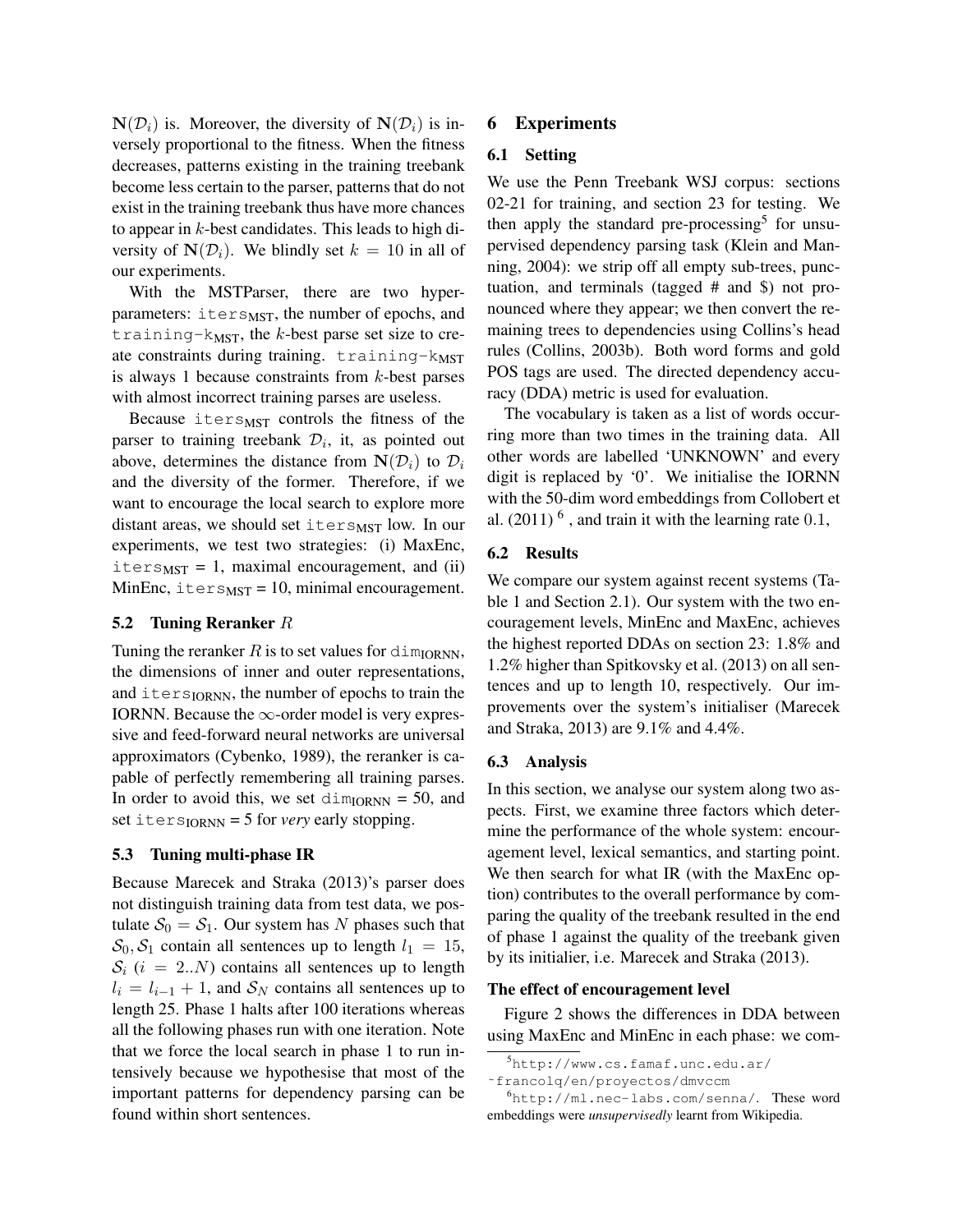$\mathbf{N}(\mathcal{D}_i)$ is. Moreover, the diversity of $\mathbf{N}(\mathcal{D}_i)$ is inversely proportional to the fitness. When the fitness decreases, patterns existing in the training treebank become less certain to the parser, patterns that do not exist in the training treebank thus have more chances to appear in $k$-best candidates. This leads to high diversity of $\mathbf{N}(\mathcal{D}_i)$. We blindly set $k = 10$ in all of our experiments.

With the MSTParser, there are two hyperparameters: $\texttt{iters}_{\text{MST}}$, the number of epochs, and $\texttt{training-k}_{\text{MST}}$, the $k$-best parse set size to create constraints during training. $\texttt{training-k}_{\text{MST}}$ is always 1 because constraints from $k$-best parses with almost incorrect training parses are useless.

Because $\texttt{iters}_{\text{MST}}$ controls the fitness of the parser to training treebank $\mathcal{D}_i$, it, as pointed out above, determines the distance from $\mathbf{N}(\mathcal{D}_i)$ to $\mathcal{D}_i$ and the diversity of the former. Therefore, if we want to encourage the local search to explore more distant areas, we should set $\texttt{iters}_{\text{MST}}$ low. In our experiments, we test two strategies: (i) MaxEnc, $\texttt{iters}_{\text{MST}}$ = 1, maximal encouragement, and (ii) MinEnc, $\texttt{iters}_{\text{MST}}$ = 10, minimal encouragement.

### 5.2 Tuning Reranker $R$

Tuning the reranker $R$ is to set values for $\texttt{dim}_{\text{IORNN}}$, the dimensions of inner and outer representations, and $\texttt{iters}_{\text{IORNN}}$, the number of epochs to train the IORNN. Because the $\infty$-order model is very expressive and feed-forward neural networks are universal approximators (Cybenko, 1989), the reranker is capable of perfectly remembering all training parses. In order to avoid this, we set $\texttt{dim}_{\text{IORNN}}$ = 50, and set $\texttt{iters}_{\text{IORNN}}$ = 5 for *very* early stopping.

### 5.3 Tuning multi-phase IR

Because Marecek and Straka (2013)'s parser does not distinguish training data from test data, we postulate $\mathcal{S}_0 = \mathcal{S}_1$. Our system has $N$ phases such that $\mathcal{S}_0, \mathcal{S}_1$ contain all sentences up to length $l_1 = 15$, $\mathcal{S}_i$ ($i = 2..N$) contains all sentences up to length $l_i = l_{i-1} + 1$, and $\mathcal{S}_N$ contains all sentences up to length 25. Phase 1 halts after 100 iterations whereas all the following phases run with one iteration. Note that we force the local search in phase 1 to run intensively because we hypothesise that most of the important patterns for dependency parsing can be found within short sentences.

## 6 Experiments

### 6.1 Setting

We use the Penn Treebank WSJ corpus: sections 02-21 for training, and section 23 for testing. We then apply the standard pre-processing[5] for unsupervised dependency parsing task (Klein and Manning, 2004): we strip off all empty sub-trees, punctuation, and terminals (tagged # and $) not pronounced where they appear; we then convert the remaining trees to dependencies using Collins's head rules (Collins, 2003b). Both word forms and gold POS tags are used. The directed dependency accuracy (DDA) metric is used for evaluation.

The vocabulary is taken as a list of words occurring more than two times in the training data. All other words are labelled 'UNKNOWN' and every digit is replaced by '0'. We initialise the IORNN with the 50-dim word embeddings from Collobert et al. (2011) [6] , and train it with the learning rate 0.1,

### 6.2 Results

We compare our system against recent systems (Table 1 and Section 2.1). Our system with the two encouragement levels, MinEnc and MaxEnc, achieves the highest reported DDAs on section 23: 1.8% and 1.2% higher than Spitkovsky et al. (2013) on all sentences and up to length 10, respectively. Our improvements over the system's initialiser (Marecek and Straka, 2013) are 9.1% and 4.4%.

### 6.3 Analysis

In this section, we analyse our system along two aspects. First, we examine three factors which determine the performance of the whole system: encouragement level, lexical semantics, and starting point. We then search for what IR (with the MaxEnc option) contributes to the overall performance by comparing the quality of the treebank resulted in the end of phase 1 against the quality of the treebank given by its initialier, i.e. Marecek and Straka (2013).

**The effect of encouragement level**

Figure 2 shows the differences in DDA between using MaxEnc and MinEnc in each phase: we com-

[5] http://www.cs.famaf.unc.edu.ar/~francolq/en/proyectos/dmvccm

[6] http://ml.nec-labs.com/senna/. These word embeddings were *unsupervisedly* learnt from Wikipedia.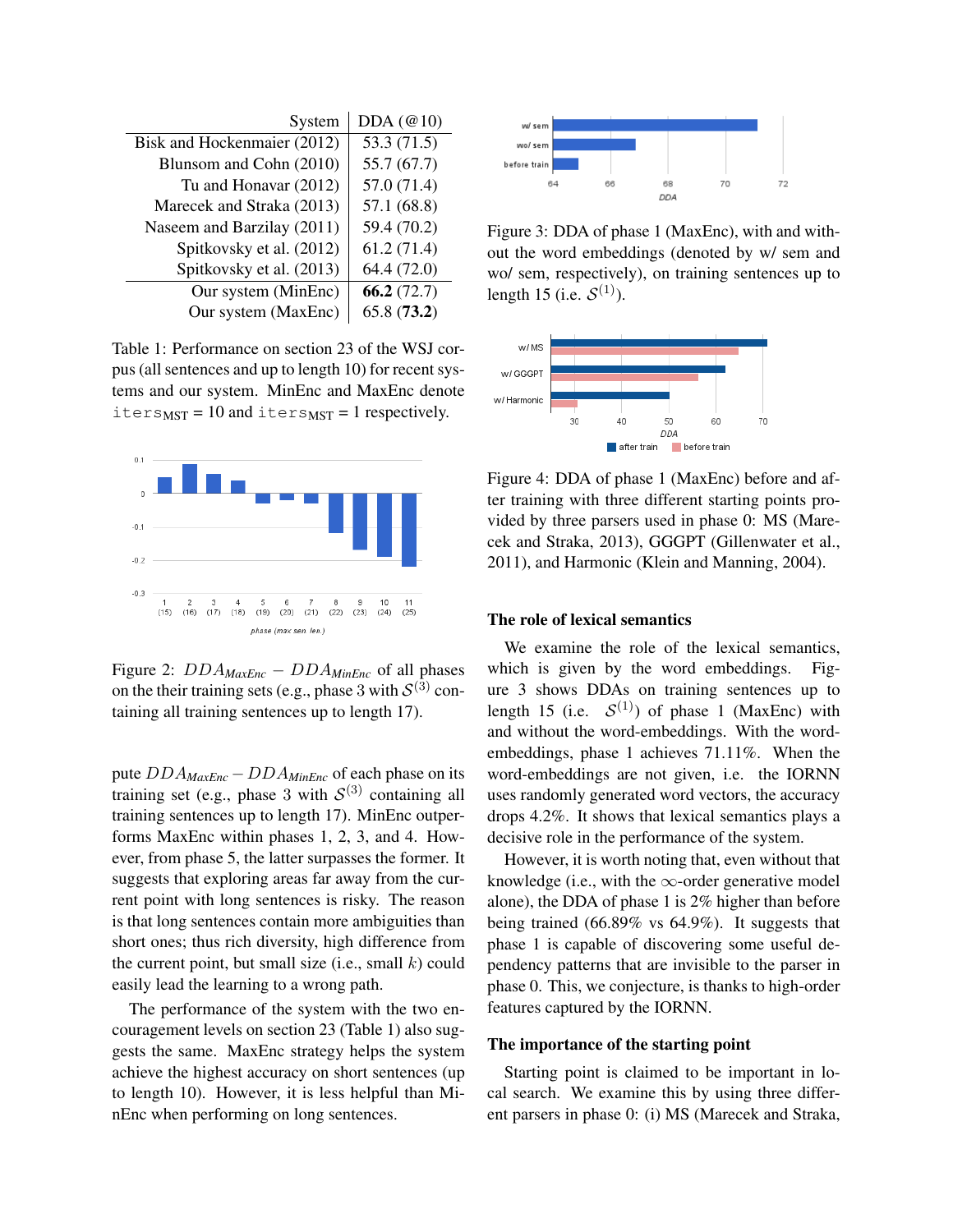| System | DDA (@10) |
|---|---|
| Bisk and Hockenmaier (2012) | 53.3 (71.5) |
| Blunsom and Cohn (2010) | 55.7 (67.7) |
| Tu and Honavar (2012) | 57.0 (71.4) |
| Marecek and Straka (2013) | 57.1 (68.8) |
| Naseem and Barzilay (2011) | 59.4 (70.2) |
| Spitkovsky et al. (2012) | 61.2 (71.4) |
| Spitkovsky et al. (2013) | 64.4 (72.0) |
| Our system (MinEnc) | **66.2** (72.7) |
| Our system (MaxEnc) | 65.8 (**73.2**) |

Table 1: Performance on section 23 of the WSJ corpus (all sentences and up to length 10) for recent systems and our system. MinEnc and MaxEnc denote $\texttt{iters}_{\text{MST}}$ = 10 and $\texttt{iters}_{\text{MST}}$ = 1 respectively.

Figure 2: $DDA_{MaxEnc} - DDA_{MinEnc}$ of all phases on the their training sets (e.g., phase 3 with $\mathcal{S}^{(3)}$ containing all training sentences up to length 17).

pute $DDA_{MaxEnc} - DDA_{MinEnc}$ of each phase on its training set (e.g., phase 3 with $\mathcal{S}^{(3)}$ containing all training sentences up to length 17). MinEnc outperforms MaxEnc within phases 1, 2, 3, and 4. However, from phase 5, the latter surpasses the former. It suggests that exploring areas far away from the current point with long sentences is risky. The reason is that long sentences contain more ambiguities than short ones; thus rich diversity, high difference from the current point, but small size (i.e., small $k$) could easily lead the learning to a wrong path.

The performance of the system with the two encouragement levels on section 23 (Table 1) also suggests the same. MaxEnc strategy helps the system achieve the highest accuracy on short sentences (up to length 10). However, it is less helpful than MinEnc when performing on long sentences.

Figure 3: DDA of phase 1 (MaxEnc), with and without the word embeddings (denoted by w/ sem and wo/ sem, respectively), on training sentences up to length 15 (i.e. $\mathcal{S}^{(1)}$).

Figure 4: DDA of phase 1 (MaxEnc) before and after training with three different starting points provided by three parsers used in phase 0: MS (Marecek and Straka, 2013), GGGPT (Gillenwater et al., 2011), and Harmonic (Klein and Manning, 2004).

## The role of lexical semantics

We examine the role of the lexical semantics, which is given by the word embeddings. Figure 3 shows DDAs on training sentences up to length 15 (i.e. $\mathcal{S}^{(1)}$) of phase 1 (MaxEnc) with and without the word-embeddings. With the word-embeddings, phase 1 achieves 71.11%. When the word-embeddings are not given, i.e. the IORNN uses randomly generated word vectors, the accuracy drops 4.2%. It shows that lexical semantics plays a decisive role in the performance of the system.

However, it is worth noting that, even without that knowledge (i.e., with the $\infty$-order generative model alone), the DDA of phase 1 is 2% higher than before being trained (66.89% vs 64.9%). It suggests that phase 1 is capable of discovering some useful dependency patterns that are invisible to the parser in phase 0. This, we conjecture, is thanks to high-order features captured by the IORNN.

## The importance of the starting point

Starting point is claimed to be important in local search. We examine this by using three different parsers in phase 0: (i) MS (Marecek and Straka,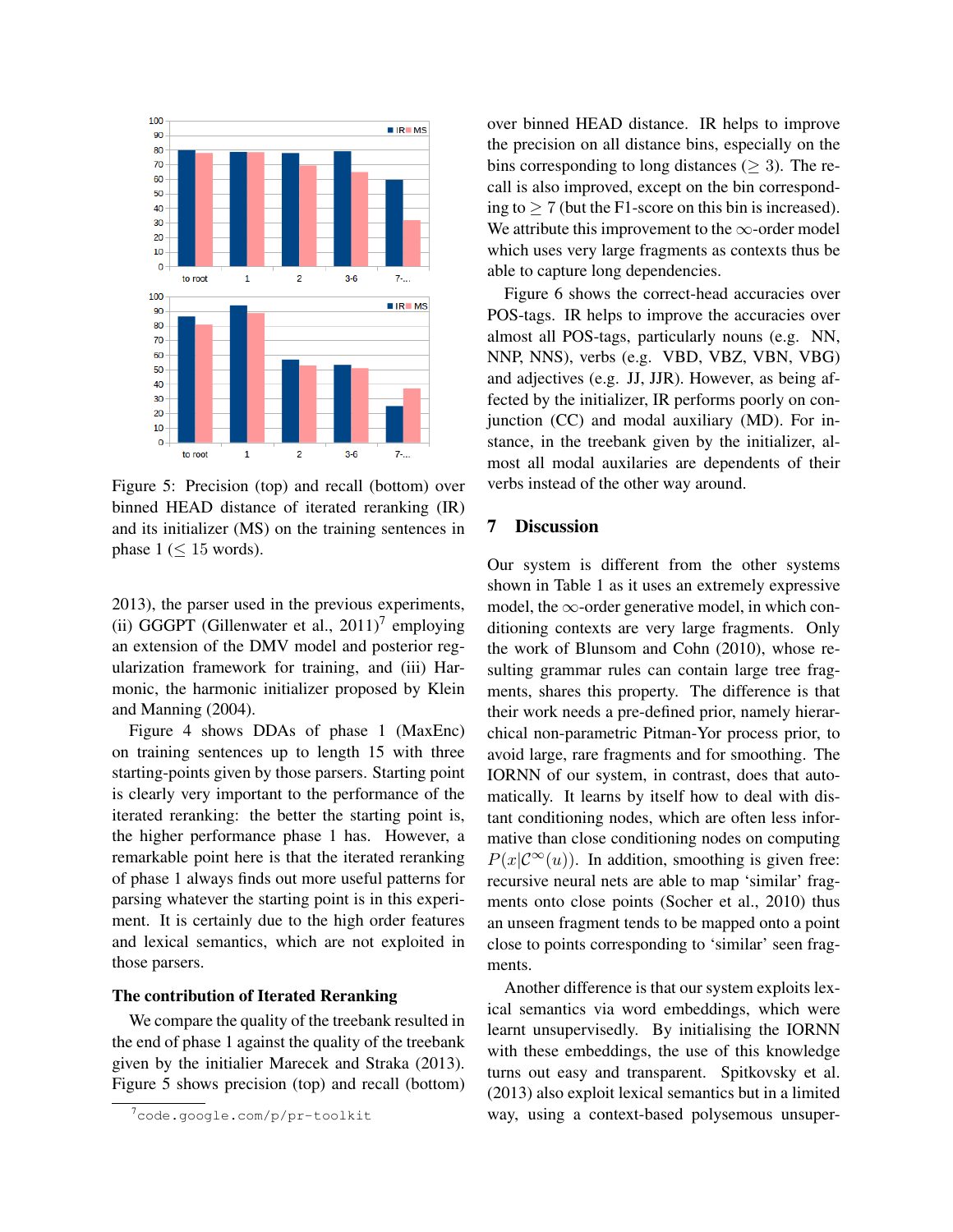Figure 5: Precision (top) and recall (bottom) over binned HEAD distance of iterated reranking (IR) and its initializer (MS) on the training sentences in phase 1 ($\leq$ 15 words).

2013), the parser used in the previous experiments, (ii) GGGPT (Gillenwater et al., 2011)[7] employing an extension of the DMV model and posterior regularization framework for training, and (iii) Harmonic, the harmonic initializer proposed by Klein and Manning (2004).

Figure 4 shows DDAs of phase 1 (MaxEnc) on training sentences up to length 15 with three starting-points given by those parsers. Starting point is clearly very important to the performance of the iterated reranking: the better the starting point is, the higher performance phase 1 has. However, a remarkable point here is that the iterated reranking of phase 1 always finds out more useful patterns for parsing whatever the starting point is in this experiment. It is certainly due to the high order features and lexical semantics, which are not exploited in those parsers.

### The contribution of Iterated Reranking

We compare the quality of the treebank resulted in the end of phase 1 against the quality of the treebank given by the initialier Marecek and Straka (2013). Figure 5 shows precision (top) and recall (bottom) over binned HEAD distance. IR helps to improve the precision on all distance bins, especially on the bins corresponding to long distances ($\geq 3$). The recall is also improved, except on the bin corresponding to $\geq 7$ (but the F1-score on this bin is increased). We attribute this improvement to the $\infty$-order model which uses very large fragments as contexts thus be able to capture long dependencies.

Figure 6 shows the correct-head accuracies over POS-tags. IR helps to improve the accuracies over almost all POS-tags, particularly nouns (e.g. NN, NNP, NNS), verbs (e.g. VBD, VBZ, VBN, VBG) and adjectives (e.g. JJ, JJR). However, as being affected by the initializer, IR performs poorly on conjunction (CC) and modal auxiliary (MD). For instance, in the treebank given by the initializer, almost all modal auxilaries are dependents of their verbs instead of the other way around.

## 7 Discussion

Our system is different from the other systems shown in Table 1 as it uses an extremely expressive model, the $\infty$-order generative model, in which conditioning contexts are very large fragments. Only the work of Blunsom and Cohn (2010), whose resulting grammar rules can contain large tree fragments, shares this property. The difference is that their work needs a pre-defined prior, namely hierarchical non-parametric Pitman-Yor process prior, to avoid large, rare fragments and for smoothing. The IORNN of our system, in contrast, does that automatically. It learns by itself how to deal with distant conditioning nodes, which are often less informative than close conditioning nodes on computing $P(x|\mathcal{C}^\infty(u))$. In addition, smoothing is given free: recursive neural nets are able to map 'similar' fragments onto close points (Socher et al., 2010) thus an unseen fragment tends to be mapped onto a point close to points corresponding to 'similar' seen fragments.

Another difference is that our system exploits lexical semantics via word embeddings, which were learnt unsupervisedly. By initialising the IORNN with these embeddings, the use of this knowledge turns out easy and transparent. Spitkovsky et al. (2013) also exploit lexical semantics but in a limited way, using a context-based polysemous unsuper-

[7] code.google.com/p/pr-toolkit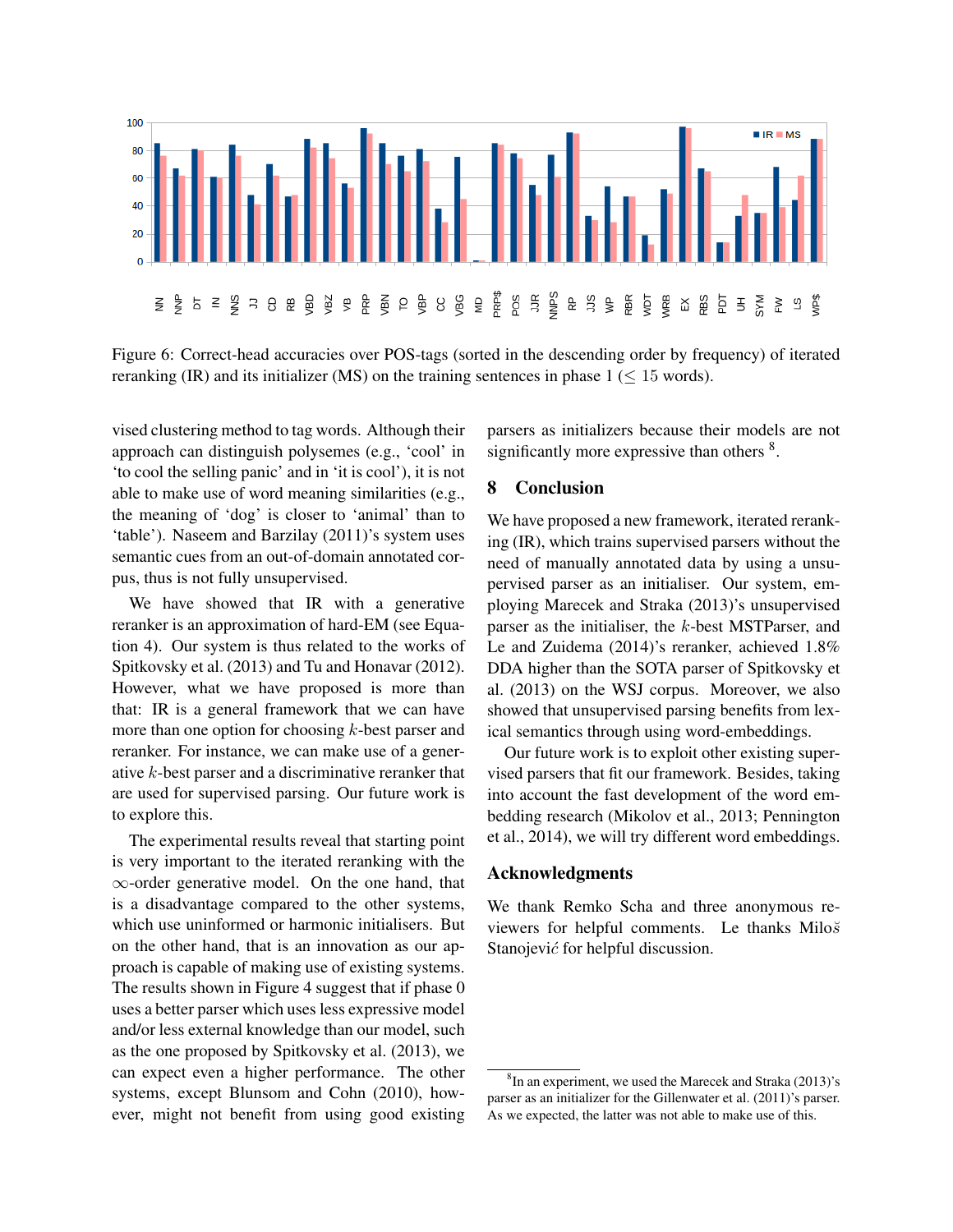Figure 6: Correct-head accuracies over POS-tags (sorted in the descending order by frequency) of iterated reranking (IR) and its initializer (MS) on the training sentences in phase 1 ($\leq 15$ words).

vised clustering method to tag words. Although their approach can distinguish polysemes (e.g., 'cool' in 'to cool the selling panic' and in 'it is cool'), it is not able to make use of word meaning similarities (e.g., the meaning of 'dog' is closer to 'animal' than to 'table'). Naseem and Barzilay (2011)'s system uses semantic cues from an out-of-domain annotated corpus, thus is not fully unsupervised.

We have showed that IR with a generative reranker is an approximation of hard-EM (see Equation 4). Our system is thus related to the works of Spitkovsky et al. (2013) and Tu and Honavar (2012). However, what we have proposed is more than that: IR is a general framework that we can have more than one option for choosing $k$-best parser and reranker. For instance, we can make use of a generative $k$-best parser and a discriminative reranker that are used for supervised parsing. Our future work is to explore this.

The experimental results reveal that starting point is very important to the iterated reranking with the $\infty$-order generative model. On the one hand, that is a disadvantage compared to the other systems, which use uninformed or harmonic initialisers. But on the other hand, that is an innovation as our approach is capable of making use of existing systems. The results shown in Figure 4 suggest that if phase 0 uses a better parser which uses less expressive model and/or less external knowledge than our model, such as the one proposed by Spitkovsky et al. (2013), we can expect even a higher performance. The other systems, except Blunsom and Cohn (2010), however, might not benefit from using good existing parsers as initializers because their models are not significantly more expressive than others [8].

## 8 Conclusion

We have proposed a new framework, iterated reranking (IR), which trains supervised parsers without the need of manually annotated data by using a unsupervised parser as an initialiser. Our system, employing Marecek and Straka (2013)'s unsupervised parser as the initialiser, the $k$-best MSTParser, and Le and Zuidema (2014)'s reranker, achieved 1.8% DDA higher than the SOTA parser of Spitkovsky et al. (2013) on the WSJ corpus. Moreover, we also showed that unsupervised parsing benefits from lexical semantics through using word-embeddings.

Our future work is to exploit other existing supervised parsers that fit our framework. Besides, taking into account the fast development of the word embedding research (Mikolov et al., 2013; Pennington et al., 2014), we will try different word embeddings.

## Acknowledgments

We thank Remko Scha and three anonymous reviewers for helpful comments. Le thanks Miloš Stanojević for helpful discussion.

[8] In an experiment, we used the Marecek and Straka (2013)'s parser as an initializer for the Gillenwater et al. (2011)'s parser. As we expected, the latter was not able to make use of this.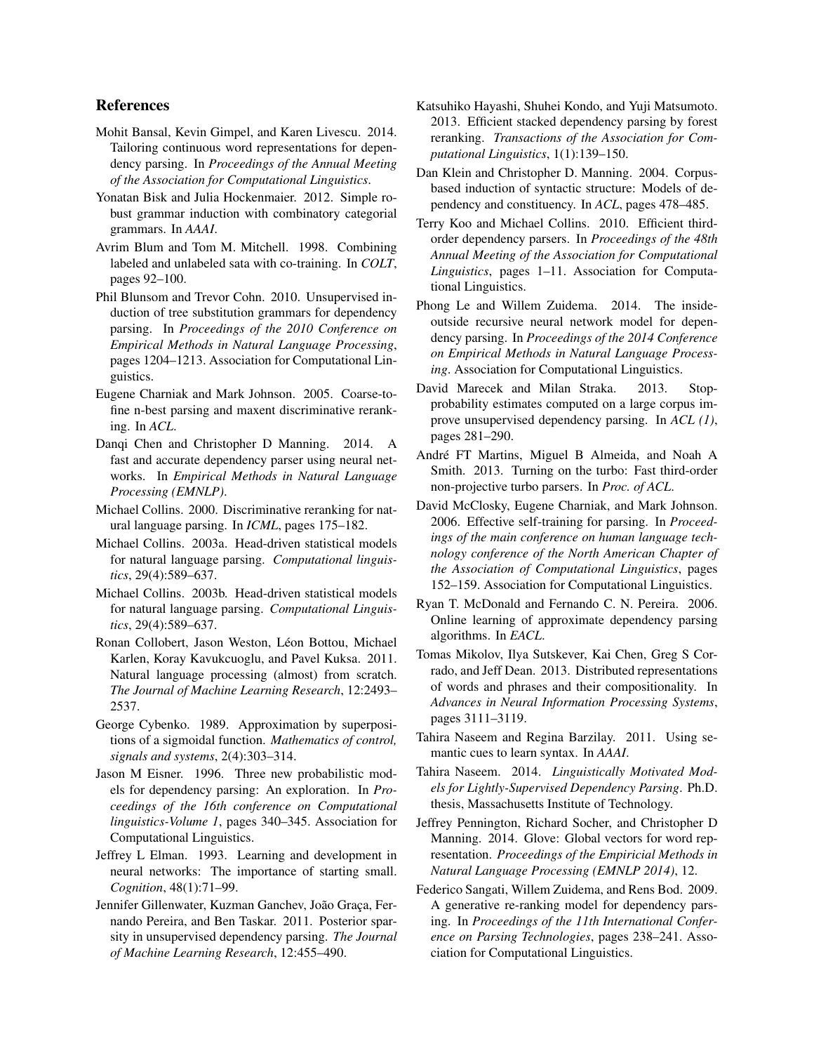## References

Mohit Bansal, Kevin Gimpel, and Karen Livescu. 2014. Tailoring continuous word representations for dependency parsing. In *Proceedings of the Annual Meeting of the Association for Computational Linguistics*.

Yonatan Bisk and Julia Hockenmaier. 2012. Simple robust grammar induction with combinatory categorial grammars. In *AAAI*.

Avrim Blum and Tom M. Mitchell. 1998. Combining labeled and unlabeled sata with co-training. In *COLT*, pages 92–100.

Phil Blunsom and Trevor Cohn. 2010. Unsupervised induction of tree substitution grammars for dependency parsing. In *Proceedings of the 2010 Conference on Empirical Methods in Natural Language Processing*, pages 1204–1213. Association for Computational Linguistics.

Eugene Charniak and Mark Johnson. 2005. Coarse-to-fine n-best parsing and maxent discriminative reranking. In *ACL*.

Danqi Chen and Christopher D Manning. 2014. A fast and accurate dependency parser using neural networks. In *Empirical Methods in Natural Language Processing (EMNLP)*.

Michael Collins. 2000. Discriminative reranking for natural language parsing. In *ICML*, pages 175–182.

Michael Collins. 2003a. Head-driven statistical models for natural language parsing. *Computational linguistics*, 29(4):589–637.

Michael Collins. 2003b. Head-driven statistical models for natural language parsing. *Computational Linguistics*, 29(4):589–637.

Ronan Collobert, Jason Weston, Léon Bottou, Michael Karlen, Koray Kavukcuoglu, and Pavel Kuksa. 2011. Natural language processing (almost) from scratch. *The Journal of Machine Learning Research*, 12:2493–2537.

George Cybenko. 1989. Approximation by superpositions of a sigmoidal function. *Mathematics of control, signals and systems*, 2(4):303–314.

Jason M Eisner. 1996. Three new probabilistic models for dependency parsing: An exploration. In *Proceedings of the 16th conference on Computational linguistics-Volume 1*, pages 340–345. Association for Computational Linguistics.

Jeffrey L Elman. 1993. Learning and development in neural networks: The importance of starting small. *Cognition*, 48(1):71–99.

Jennifer Gillenwater, Kuzman Ganchev, João Graça, Fernando Pereira, and Ben Taskar. 2011. Posterior sparsity in unsupervised dependency parsing. *The Journal of Machine Learning Research*, 12:455–490.

Katsuhiko Hayashi, Shuhei Kondo, and Yuji Matsumoto. 2013. Efficient stacked dependency parsing by forest reranking. *Transactions of the Association for Computational Linguistics*, 1(1):139–150.

Dan Klein and Christopher D. Manning. 2004. Corpus-based induction of syntactic structure: Models of dependency and constituency. In *ACL*, pages 478–485.

Terry Koo and Michael Collins. 2010. Efficient third-order dependency parsers. In *Proceedings of the 48th Annual Meeting of the Association for Computational Linguistics*, pages 1–11. Association for Computational Linguistics.

Phong Le and Willem Zuidema. 2014. The inside-outside recursive neural network model for dependency parsing. In *Proceedings of the 2014 Conference on Empirical Methods in Natural Language Processing*. Association for Computational Linguistics.

David Marecek and Milan Straka. 2013. Stop-probability estimates computed on a large corpus improve unsupervised dependency parsing. In *ACL (1)*, pages 281–290.

André FT Martins, Miguel B Almeida, and Noah A Smith. 2013. Turning on the turbo: Fast third-order non-projective turbo parsers. In *Proc. of ACL*.

David McClosky, Eugene Charniak, and Mark Johnson. 2006. Effective self-training for parsing. In *Proceedings of the main conference on human language technology conference of the North American Chapter of the Association of Computational Linguistics*, pages 152–159. Association for Computational Linguistics.

Ryan T. McDonald and Fernando C. N. Pereira. 2006. Online learning of approximate dependency parsing algorithms. In *EACL*.

Tomas Mikolov, Ilya Sutskever, Kai Chen, Greg S Corrado, and Jeff Dean. 2013. Distributed representations of words and phrases and their compositionality. In *Advances in Neural Information Processing Systems*, pages 3111–3119.

Tahira Naseem and Regina Barzilay. 2011. Using semantic cues to learn syntax. In *AAAI*.

Tahira Naseem. 2014. *Linguistically Motivated Models for Lightly-Supervised Dependency Parsing*. Ph.D. thesis, Massachusetts Institute of Technology.

Jeffrey Pennington, Richard Socher, and Christopher D Manning. 2014. Glove: Global vectors for word representation. *Proceedings of the Empiricial Methods in Natural Language Processing (EMNLP 2014)*, 12.

Federico Sangati, Willem Zuidema, and Rens Bod. 2009. A generative re-ranking model for dependency parsing. In *Proceedings of the 11th International Conference on Parsing Technologies*, pages 238–241. Association for Computational Linguistics.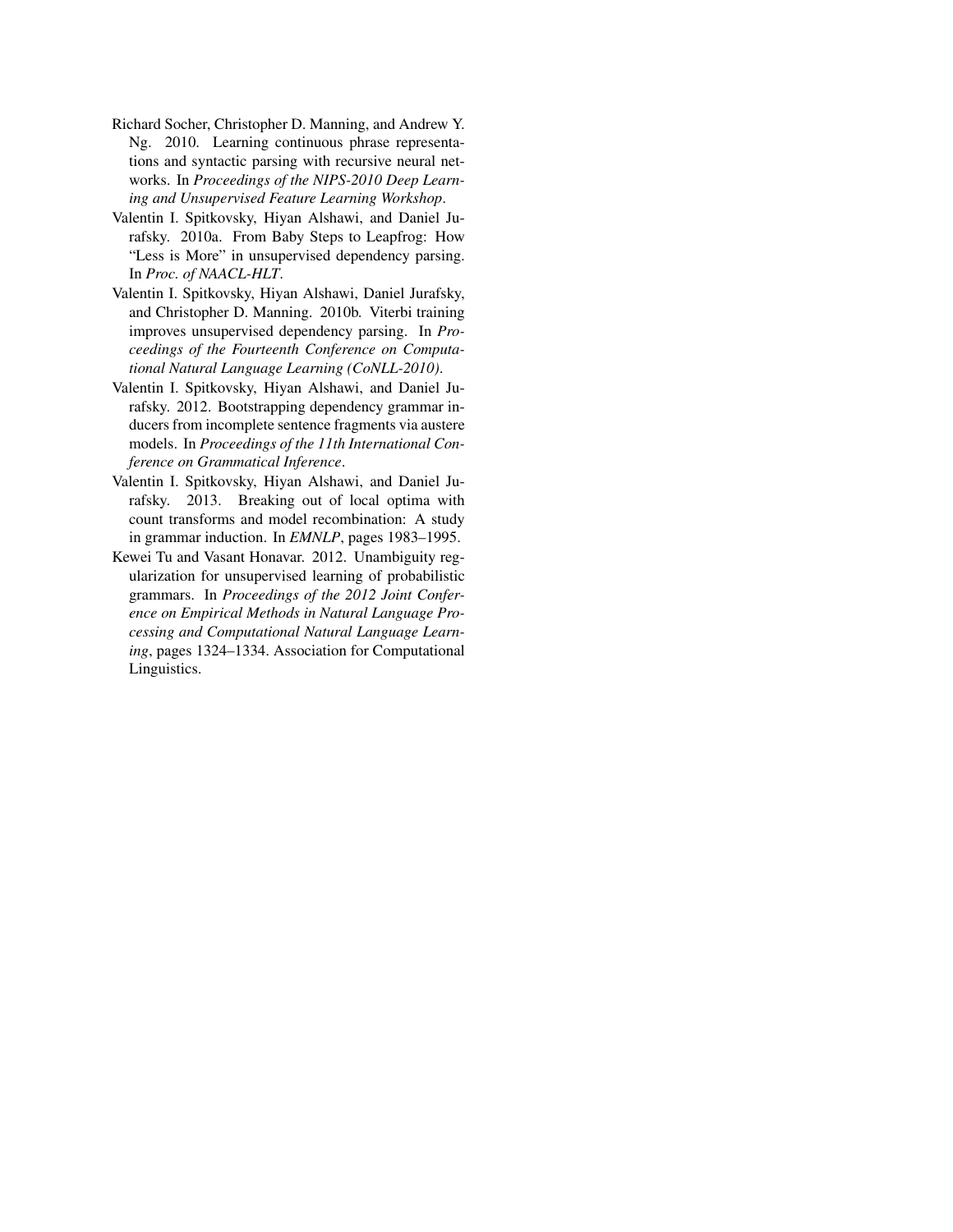Richard Socher, Christopher D. Manning, and Andrew Y. Ng. 2010. Learning continuous phrase representations and syntactic parsing with recursive neural networks. In *Proceedings of the NIPS-2010 Deep Learning and Unsupervised Feature Learning Workshop*.

Valentin I. Spitkovsky, Hiyan Alshawi, and Daniel Jurafsky. 2010a. From Baby Steps to Leapfrog: How "Less is More" in unsupervised dependency parsing. In *Proc. of NAACL-HLT*.

Valentin I. Spitkovsky, Hiyan Alshawi, Daniel Jurafsky, and Christopher D. Manning. 2010b. Viterbi training improves unsupervised dependency parsing. In *Proceedings of the Fourteenth Conference on Computational Natural Language Learning (CoNLL-2010)*.

Valentin I. Spitkovsky, Hiyan Alshawi, and Daniel Jurafsky. 2012. Bootstrapping dependency grammar inducers from incomplete sentence fragments via austere models. In *Proceedings of the 11th International Conference on Grammatical Inference*.

Valentin I. Spitkovsky, Hiyan Alshawi, and Daniel Jurafsky. 2013. Breaking out of local optima with count transforms and model recombination: A study in grammar induction. In *EMNLP*, pages 1983–1995.

Kewei Tu and Vasant Honavar. 2012. Unambiguity regularization for unsupervised learning of probabilistic grammars. In *Proceedings of the 2012 Joint Conference on Empirical Methods in Natural Language Processing and Computational Natural Language Learning*, pages 1324–1334. Association for Computational Linguistics.